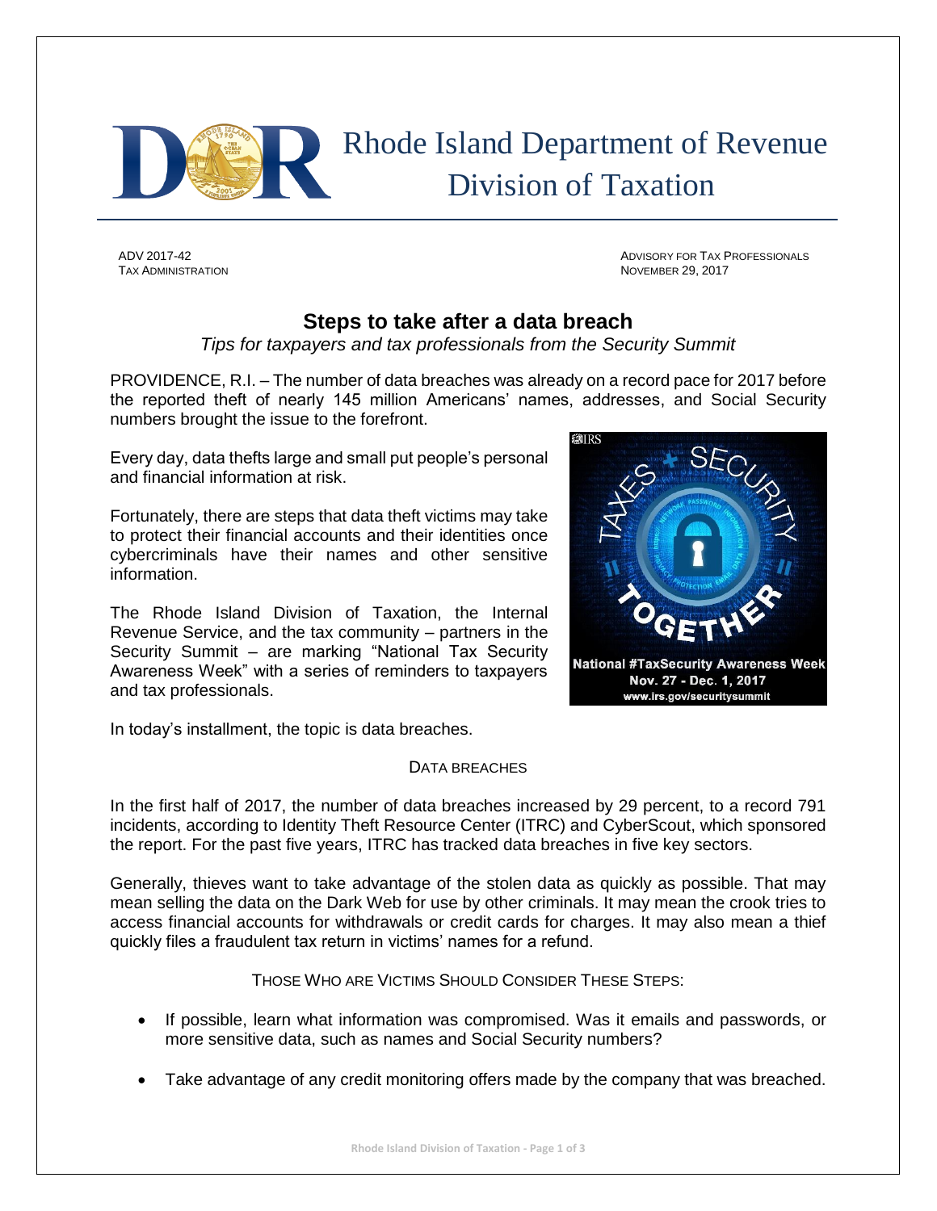# Rhode Island Department of Revenue
# Division of Taxation

ADV 2017-42
TAX ADMINISTRATION

ADVISORY FOR TAX PROFESSIONALS
NOVEMBER 29, 2017

## Steps to take after a data breach

*Tips for taxpayers and tax professionals from the Security Summit*

PROVIDENCE, R.I. – The number of data breaches was already on a record pace for 2017 before the reported theft of nearly 145 million Americans' names, addresses, and Social Security numbers brought the issue to the forefront.

Every day, data thefts large and small put people's personal and financial information at risk.

Fortunately, there are steps that data theft victims may take to protect their financial accounts and their identities once cybercriminals have their names and other sensitive information.

The Rhode Island Division of Taxation, the Internal Revenue Service, and the tax community – partners in the Security Summit – are marking "National Tax Security Awareness Week" with a series of reminders to taxpayers and tax professionals.

National #TaxSecurity Awareness Week
Nov. 27 - Dec. 1, 2017
www.irs.gov/securitysummit

In today's installment, the topic is data breaches.

### DATA BREACHES

In the first half of 2017, the number of data breaches increased by 29 percent, to a record 791 incidents, according to Identity Theft Resource Center (ITRC) and CyberScout, which sponsored the report. For the past five years, ITRC has tracked data breaches in five key sectors.

Generally, thieves want to take advantage of the stolen data as quickly as possible. That may mean selling the data on the Dark Web for use by other criminals. It may mean the crook tries to access financial accounts for withdrawals or credit cards for charges. It may also mean a thief quickly files a fraudulent tax return in victims' names for a refund.

### THOSE WHO ARE VICTIMS SHOULD CONSIDER THESE STEPS:

- If possible, learn what information was compromised. Was it emails and passwords, or more sensitive data, such as names and Social Security numbers?
- Take advantage of any credit monitoring offers made by the company that was breached.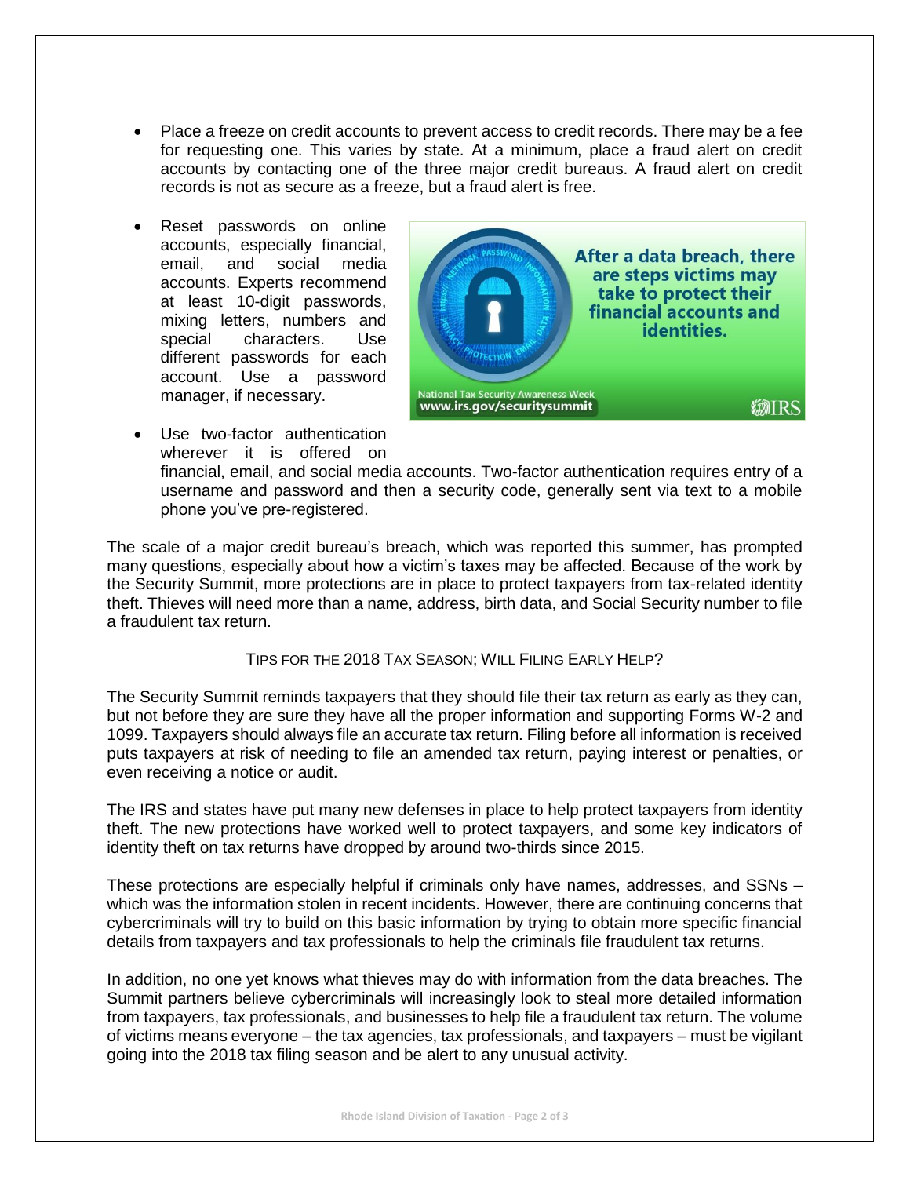- Place a freeze on credit accounts to prevent access to credit records. There may be a fee for requesting one. This varies by state. At a minimum, place a fraud alert on credit accounts by contacting one of the three major credit bureaus. A fraud alert on credit records is not as secure as a freeze, but a fraud alert is free.
- Reset passwords on online accounts, especially financial, email, and social media accounts. Experts recommend at least 10-digit passwords, mixing letters, numbers and special characters. Use different passwords for each account. Use a password manager, if necessary.
- Use two-factor authentication wherever it is offered on financial, email, and social media accounts. Two-factor authentication requires entry of a username and password and then a security code, generally sent via text to a mobile phone you've pre-registered.

The scale of a major credit bureau's breach, which was reported this summer, has prompted many questions, especially about how a victim's taxes may be affected. Because of the work by the Security Summit, more protections are in place to protect taxpayers from tax-related identity theft. Thieves will need more than a name, address, birth data, and Social Security number to file a fraudulent tax return.

### Tips for the 2018 Tax Season; Will Filing Early Help?

The Security Summit reminds taxpayers that they should file their tax return as early as they can, but not before they are sure they have all the proper information and supporting Forms W-2 and 1099. Taxpayers should always file an accurate tax return. Filing before all information is received puts taxpayers at risk of needing to file an amended tax return, paying interest or penalties, or even receiving a notice or audit.

The IRS and states have put many new defenses in place to help protect taxpayers from identity theft. The new protections have worked well to protect taxpayers, and some key indicators of identity theft on tax returns have dropped by around two-thirds since 2015.

These protections are especially helpful if criminals only have names, addresses, and SSNs – which was the information stolen in recent incidents. However, there are continuing concerns that cybercriminals will try to build on this basic information by trying to obtain more specific financial details from taxpayers and tax professionals to help the criminals file fraudulent tax returns.

In addition, no one yet knows what thieves may do with information from the data breaches. The Summit partners believe cybercriminals will increasingly look to steal more detailed information from taxpayers, tax professionals, and businesses to help file a fraudulent tax return. The volume of victims means everyone – the tax agencies, tax professionals, and taxpayers – must be vigilant going into the 2018 tax filing season and be alert to any unusual activity.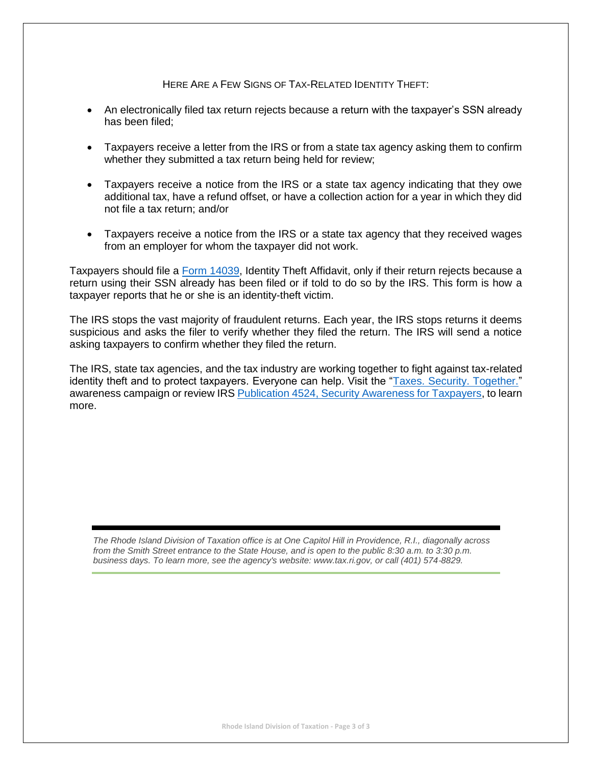### Here Are a Few Signs of Tax-Related Identity Theft:

- An electronically filed tax return rejects because a return with the taxpayer's SSN already has been filed;
- Taxpayers receive a letter from the IRS or from a state tax agency asking them to confirm whether they submitted a tax return being held for review;
- Taxpayers receive a notice from the IRS or a state tax agency indicating that they owe additional tax, have a refund offset, or have a collection action for a year in which they did not file a tax return; and/or
- Taxpayers receive a notice from the IRS or a state tax agency that they received wages from an employer for whom the taxpayer did not work.

Taxpayers should file a Form 14039, Identity Theft Affidavit, only if their return rejects because a return using their SSN already has been filed or if told to do so by the IRS. This form is how a taxpayer reports that he or she is an identity-theft victim.

The IRS stops the vast majority of fraudulent returns. Each year, the IRS stops returns it deems suspicious and asks the filer to verify whether they filed the return. The IRS will send a notice asking taxpayers to confirm whether they filed the return.

The IRS, state tax agencies, and the tax industry are working together to fight against tax-related identity theft and to protect taxpayers. Everyone can help. Visit the "Taxes. Security. Together." awareness campaign or review IRS Publication 4524, Security Awareness for Taxpayers, to learn more.

---

*The Rhode Island Division of Taxation office is at One Capitol Hill in Providence, R.I., diagonally across from the Smith Street entrance to the State House, and is open to the public 8:30 a.m. to 3:30 p.m. business days. To learn more, see the agency's website: www.tax.ri.gov, or call (401) 574-8829.*